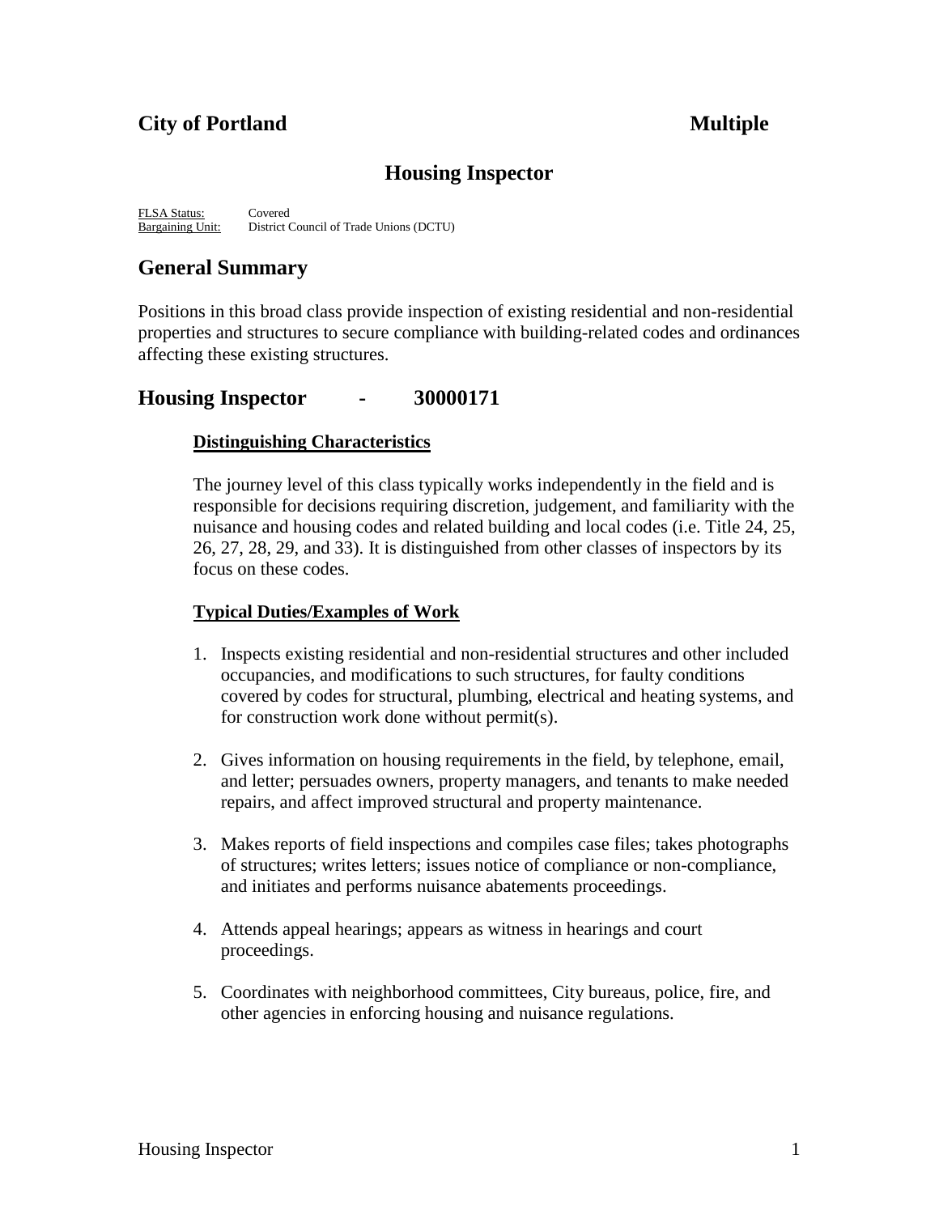**City of Portland** **Multiple**

# Housing Inspector

FLSA Status: Covered
Bargaining Unit: District Council of Trade Unions (DCTU)

## General Summary

Positions in this broad class provide inspection of existing residential and non-residential properties and structures to secure compliance with building-related codes and ordinances affecting these existing structures.

## Housing Inspector - 30000171

### Distinguishing Characteristics

The journey level of this class typically works independently in the field and is responsible for decisions requiring discretion, judgement, and familiarity with the nuisance and housing codes and related building and local codes (i.e. Title 24, 25, 26, 27, 28, 29, and 33). It is distinguished from other classes of inspectors by its focus on these codes.

### Typical Duties/Examples of Work

1. Inspects existing residential and non-residential structures and other included occupancies, and modifications to such structures, for faulty conditions covered by codes for structural, plumbing, electrical and heating systems, and for construction work done without permit(s).

2. Gives information on housing requirements in the field, by telephone, email, and letter; persuades owners, property managers, and tenants to make needed repairs, and affect improved structural and property maintenance.

3. Makes reports of field inspections and compiles case files; takes photographs of structures; writes letters; issues notice of compliance or non-compliance, and initiates and performs nuisance abatements proceedings.

4. Attends appeal hearings; appears as witness in hearings and court proceedings.

5. Coordinates with neighborhood committees, City bureaus, police, fire, and other agencies in enforcing housing and nuisance regulations.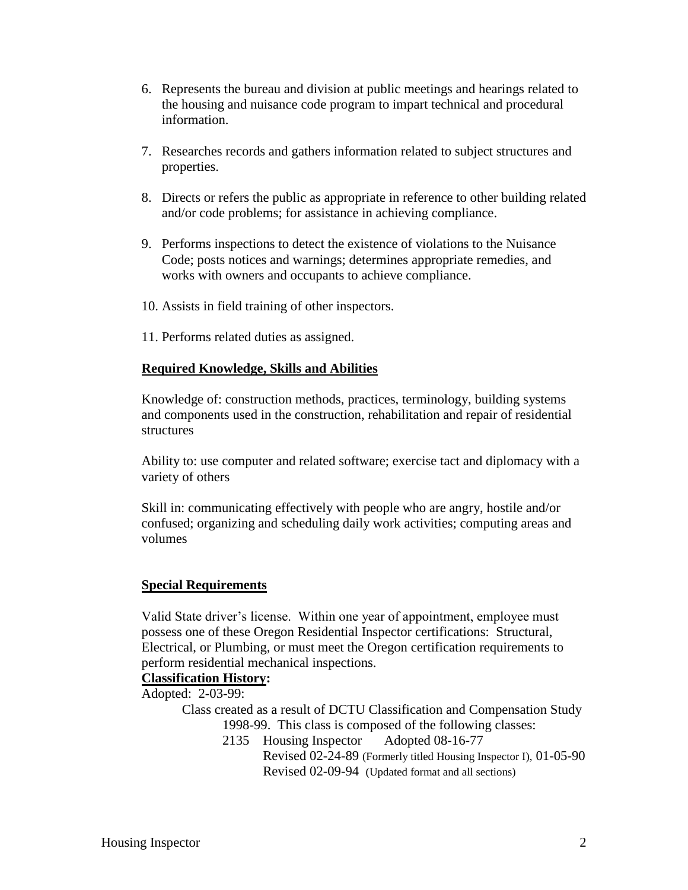6. Represents the bureau and division at public meetings and hearings related to the housing and nuisance code program to impart technical and procedural information.

7. Researches records and gathers information related to subject structures and properties.

8. Directs or refers the public as appropriate in reference to other building related and/or code problems; for assistance in achieving compliance.

9. Performs inspections to detect the existence of violations to the Nuisance Code; posts notices and warnings; determines appropriate remedies, and works with owners and occupants to achieve compliance.

10. Assists in field training of other inspectors.

11. Performs related duties as assigned.

## Required Knowledge, Skills and Abilities

Knowledge of: construction methods, practices, terminology, building systems and components used in the construction, rehabilitation and repair of residential structures

Ability to: use computer and related software; exercise tact and diplomacy with a variety of others

Skill in: communicating effectively with people who are angry, hostile and/or confused; organizing and scheduling daily work activities; computing areas and volumes

## Special Requirements

Valid State driver's license. Within one year of appointment, employee must possess one of these Oregon Residential Inspector certifications: Structural, Electrical, or Plumbing, or must meet the Oregon certification requirements to perform residential mechanical inspections.

**Classification History:**

Adopted: 2-03-99:

Class created as a result of DCTU Classification and Compensation Study 1998-99. This class is composed of the following classes:

2135 Housing Inspector Adopted 08-16-77
Revised 02-24-89 (Formerly titled Housing Inspector I), 01-05-90
Revised 02-09-94 (Updated format and all sections)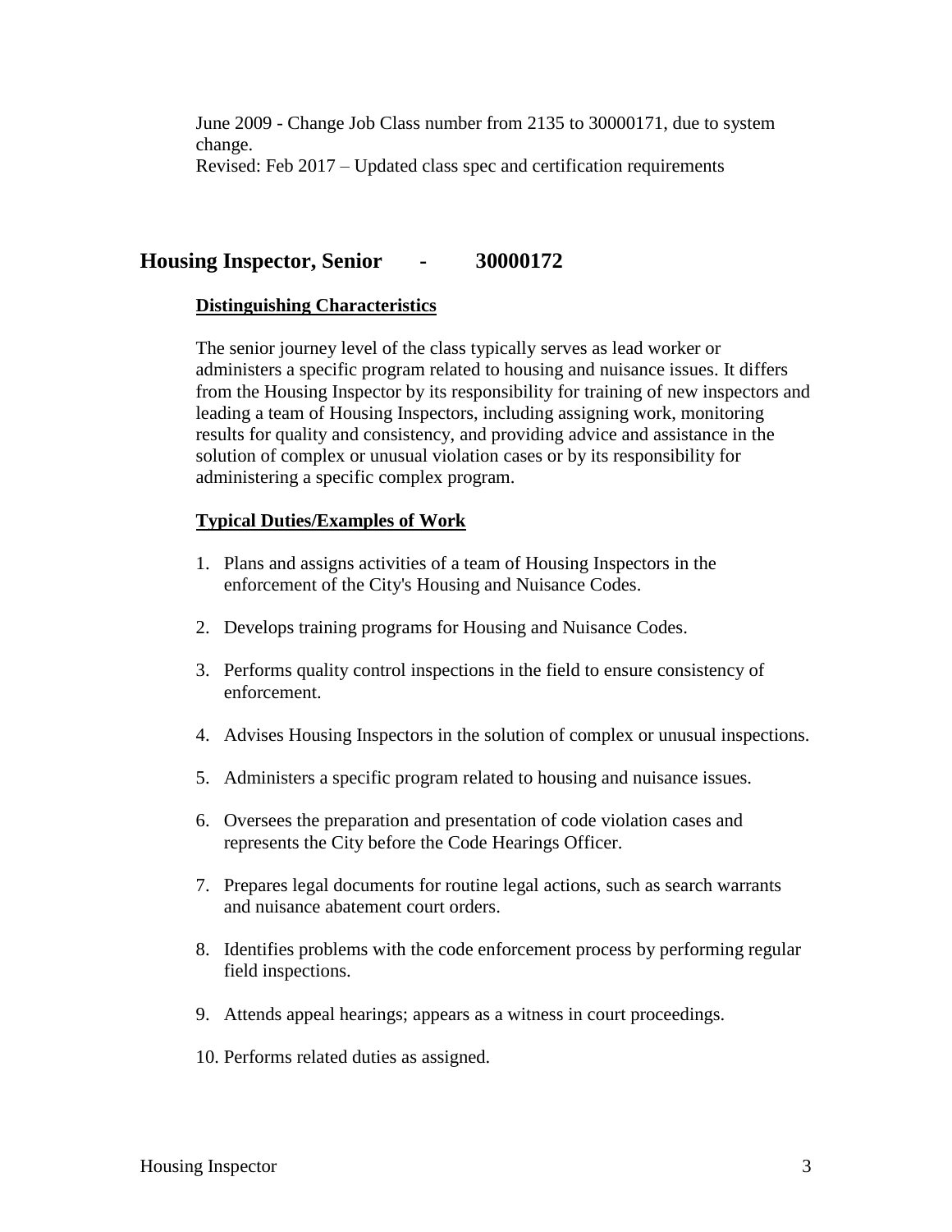June 2009 - Change Job Class number from 2135 to 30000171, due to system change.
Revised: Feb 2017 – Updated class spec and certification requirements

## Housing Inspector, Senior - 30000172

### Distinguishing Characteristics

The senior journey level of the class typically serves as lead worker or administers a specific program related to housing and nuisance issues. It differs from the Housing Inspector by its responsibility for training of new inspectors and leading a team of Housing Inspectors, including assigning work, monitoring results for quality and consistency, and providing advice and assistance in the solution of complex or unusual violation cases or by its responsibility for administering a specific complex program.

### Typical Duties/Examples of Work

1. Plans and assigns activities of a team of Housing Inspectors in the enforcement of the City's Housing and Nuisance Codes.
2. Develops training programs for Housing and Nuisance Codes.
3. Performs quality control inspections in the field to ensure consistency of enforcement.
4. Advises Housing Inspectors in the solution of complex or unusual inspections.
5. Administers a specific program related to housing and nuisance issues.
6. Oversees the preparation and presentation of code violation cases and represents the City before the Code Hearings Officer.
7. Prepares legal documents for routine legal actions, such as search warrants and nuisance abatement court orders.
8. Identifies problems with the code enforcement process by performing regular field inspections.
9. Attends appeal hearings; appears as a witness in court proceedings.
10. Performs related duties as assigned.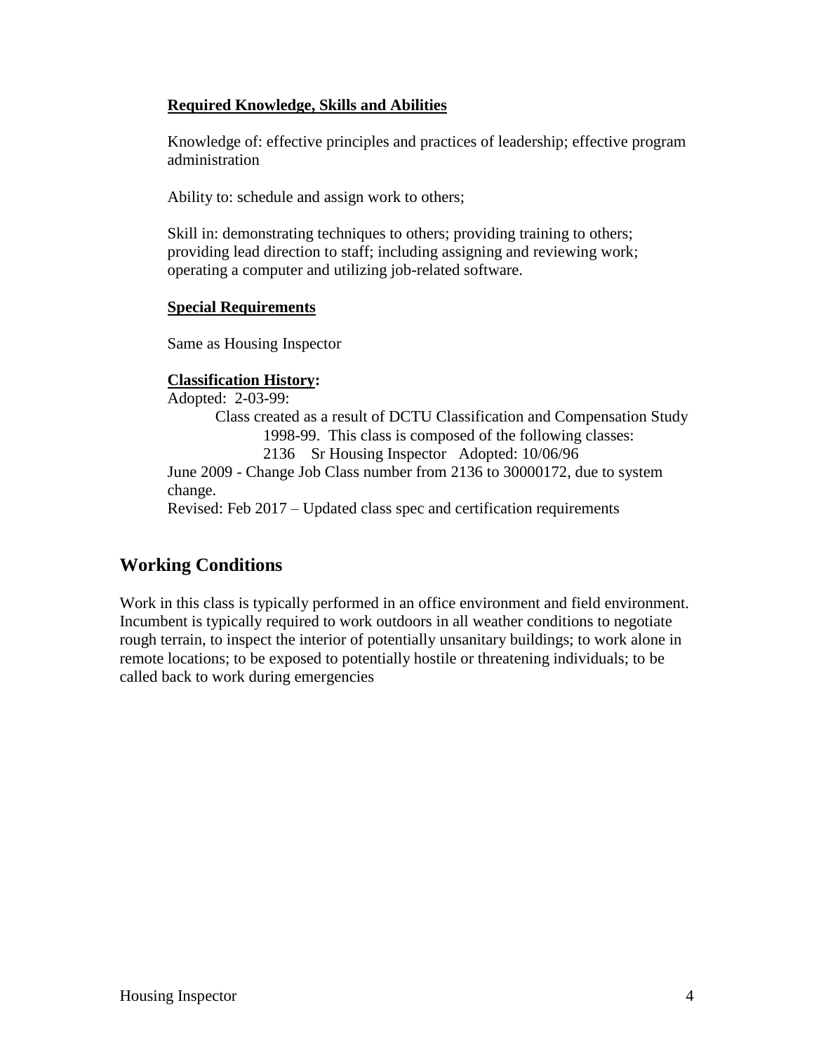**Required Knowledge, Skills and Abilities**

Knowledge of: effective principles and practices of leadership; effective program administration

Ability to: schedule and assign work to others;

Skill in: demonstrating techniques to others; providing training to others; providing lead direction to staff; including assigning and reviewing work; operating a computer and utilizing job-related software.

**Special Requirements**

Same as Housing Inspector

**Classification History:**

Adopted: 2-03-99:

Class created as a result of DCTU Classification and Compensation Study 1998-99. This class is composed of the following classes:

2136 Sr Housing Inspector Adopted: 10/06/96

June 2009 - Change Job Class number from 2136 to 30000172, due to system change.

Revised: Feb 2017 – Updated class spec and certification requirements

## Working Conditions

Work in this class is typically performed in an office environment and field environment. Incumbent is typically required to work outdoors in all weather conditions to negotiate rough terrain, to inspect the interior of potentially unsanitary buildings; to work alone in remote locations; to be exposed to potentially hostile or threatening individuals; to be called back to work during emergencies